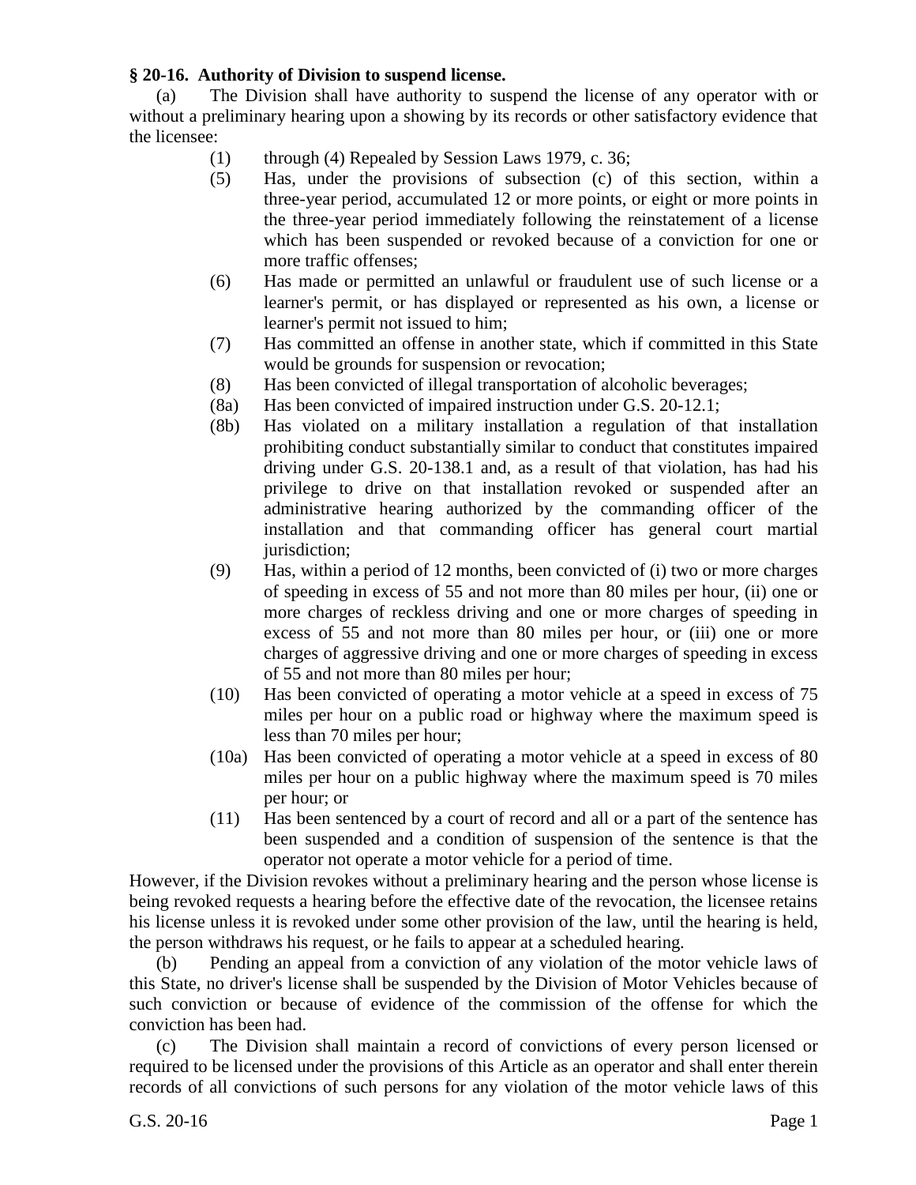**§ 20-16. Authority of Division to suspend license.**

(a) The Division shall have authority to suspend the license of any operator with or without a preliminary hearing upon a showing by its records or other satisfactory evidence that the licensee:

(1) through (4) Repealed by Session Laws 1979, c. 36;

(5) Has, under the provisions of subsection (c) of this section, within a three-year period, accumulated 12 or more points, or eight or more points in the three-year period immediately following the reinstatement of a license which has been suspended or revoked because of a conviction for one or more traffic offenses;

(6) Has made or permitted an unlawful or fraudulent use of such license or a learner's permit, or has displayed or represented as his own, a license or learner's permit not issued to him;

(7) Has committed an offense in another state, which if committed in this State would be grounds for suspension or revocation;

(8) Has been convicted of illegal transportation of alcoholic beverages;

(8a) Has been convicted of impaired instruction under G.S. 20-12.1;

(8b) Has violated on a military installation a regulation of that installation prohibiting conduct substantially similar to conduct that constitutes impaired driving under G.S. 20-138.1 and, as a result of that violation, has had his privilege to drive on that installation revoked or suspended after an administrative hearing authorized by the commanding officer of the installation and that commanding officer has general court martial jurisdiction;

(9) Has, within a period of 12 months, been convicted of (i) two or more charges of speeding in excess of 55 and not more than 80 miles per hour, (ii) one or more charges of reckless driving and one or more charges of speeding in excess of 55 and not more than 80 miles per hour, or (iii) one or more charges of aggressive driving and one or more charges of speeding in excess of 55 and not more than 80 miles per hour;

(10) Has been convicted of operating a motor vehicle at a speed in excess of 75 miles per hour on a public road or highway where the maximum speed is less than 70 miles per hour;

(10a) Has been convicted of operating a motor vehicle at a speed in excess of 80 miles per hour on a public highway where the maximum speed is 70 miles per hour; or

(11) Has been sentenced by a court of record and all or a part of the sentence has been suspended and a condition of suspension of the sentence is that the operator not operate a motor vehicle for a period of time.

However, if the Division revokes without a preliminary hearing and the person whose license is being revoked requests a hearing before the effective date of the revocation, the licensee retains his license unless it is revoked under some other provision of the law, until the hearing is held, the person withdraws his request, or he fails to appear at a scheduled hearing.

(b) Pending an appeal from a conviction of any violation of the motor vehicle laws of this State, no driver's license shall be suspended by the Division of Motor Vehicles because of such conviction or because of evidence of the commission of the offense for which the conviction has been had.

(c) The Division shall maintain a record of convictions of every person licensed or required to be licensed under the provisions of this Article as an operator and shall enter therein records of all convictions of such persons for any violation of the motor vehicle laws of this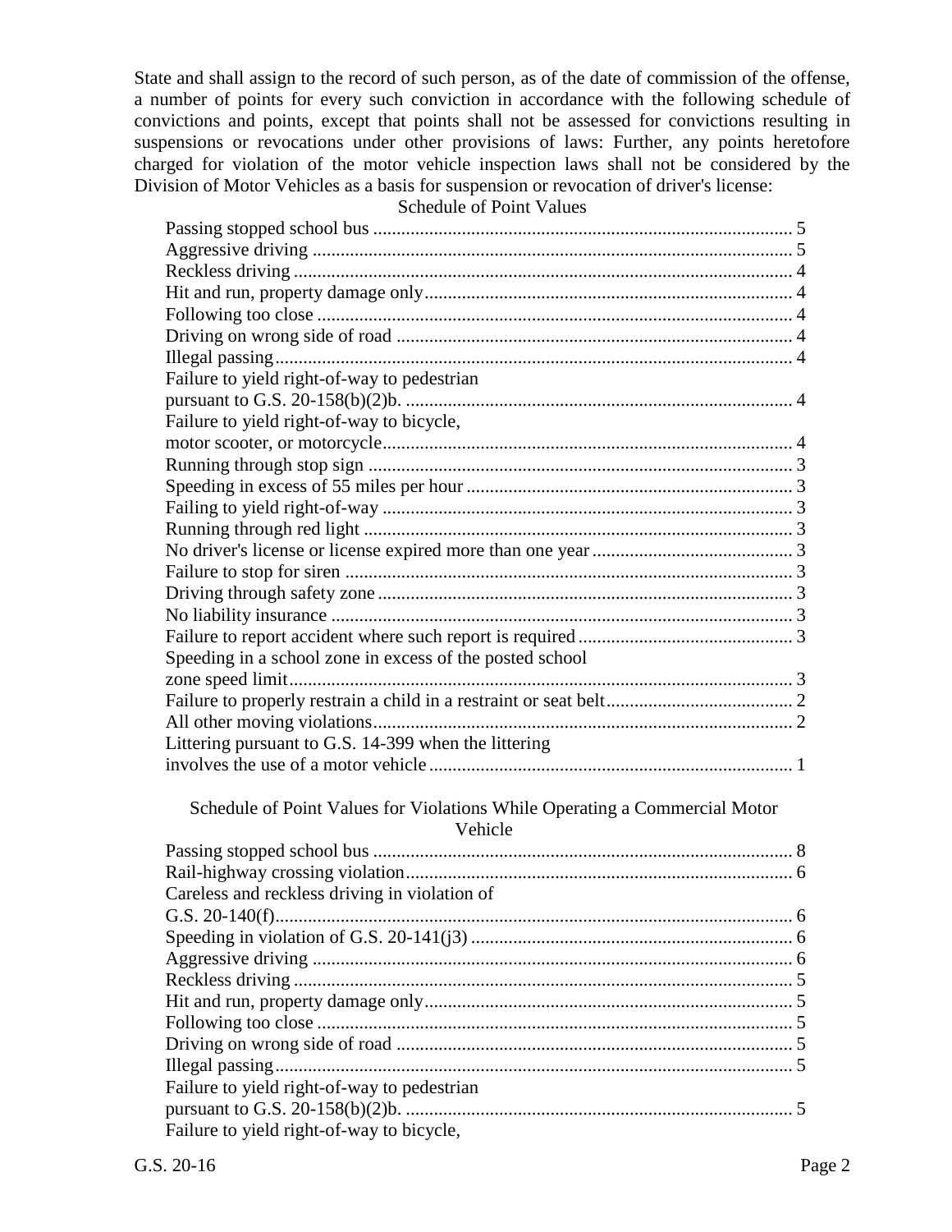State and shall assign to the record of such person, as of the date of commission of the offense, a number of points for every such conviction in accordance with the following schedule of convictions and points, except that points shall not be assessed for convictions resulting in suspensions or revocations under other provisions of laws: Further, any points heretofore charged for violation of the motor vehicle inspection laws shall not be considered by the Division of Motor Vehicles as a basis for suspension or revocation of driver's license:

Schedule of Point Values

| Violation | Points |
| --- | --- |
| Passing stopped school bus | 5 |
| Aggressive driving | 5 |
| Reckless driving | 4 |
| Hit and run, property damage only | 4 |
| Following too close | 4 |
| Driving on wrong side of road | 4 |
| Illegal passing | 4 |
| Failure to yield right-of-way to pedestrian pursuant to G.S. 20-158(b)(2)b. | 4 |
| Failure to yield right-of-way to bicycle, motor scooter, or motorcycle | 4 |
| Running through stop sign | 3 |
| Speeding in excess of 55 miles per hour | 3 |
| Failing to yield right-of-way | 3 |
| Running through red light | 3 |
| No driver's license or license expired more than one year | 3 |
| Failure to stop for siren | 3 |
| Driving through safety zone | 3 |
| No liability insurance | 3 |
| Failure to report accident where such report is required | 3 |
| Speeding in a school zone in excess of the posted school zone speed limit | 3 |
| Failure to properly restrain a child in a restraint or seat belt | 2 |
| All other moving violations | 2 |
| Littering pursuant to G.S. 14-399 when the littering involves the use of a motor vehicle | 1 |

Schedule of Point Values for Violations While Operating a Commercial Motor Vehicle

| Violation | Points |
| --- | --- |
| Passing stopped school bus | 8 |
| Rail-highway crossing violation | 6 |
| Careless and reckless driving in violation of G.S. 20-140(f) | 6 |
| Speeding in violation of G.S. 20-141(j3) | 6 |
| Aggressive driving | 6 |
| Reckless driving | 5 |
| Hit and run, property damage only | 5 |
| Following too close | 5 |
| Driving on wrong side of road | 5 |
| Illegal passing | 5 |
| Failure to yield right-of-way to pedestrian pursuant to G.S. 20-158(b)(2)b. | 5 |
| Failure to yield right-of-way to bicycle, | |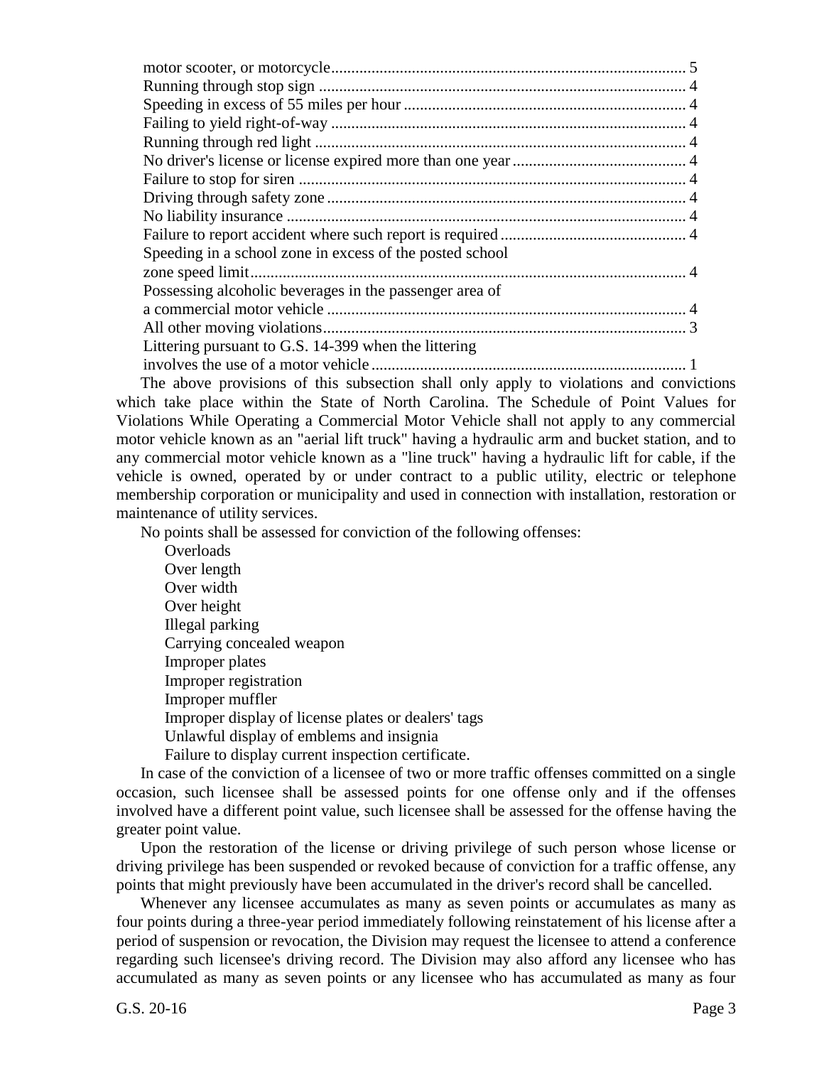motor scooter, or motorcycle ........................................................................................ 5
Running through stop sign ............................................................................................ 4
Speeding in excess of 55 miles per hour ....................................................................... 4
Failing to yield right-of-way .......................................................................................... 4
Running through red light .............................................................................................. 4
No driver's license or license expired more than one year ............................................ 4
Failure to stop for siren .................................................................................................. 4
Driving through safety zone ........................................................................................... 4
No liability insurance ..................................................................................................... 4
Failure to report accident where such report is required ............................................... 4
Speeding in a school zone in excess of the posted school
zone speed limit .............................................................................................................. 4
Possessing alcoholic beverages in the passenger area of
a commercial motor vehicle ........................................................................................... 4
All other moving violations ........................................................................................... 3
Littering pursuant to G.S. 14-399 when the littering
involves the use of a motor vehicle ................................................................................ 1

The above provisions of this subsection shall only apply to violations and convictions which take place within the State of North Carolina. The Schedule of Point Values for Violations While Operating a Commercial Motor Vehicle shall not apply to any commercial motor vehicle known as an "aerial lift truck" having a hydraulic arm and bucket station, and to any commercial motor vehicle known as a "line truck" having a hydraulic lift for cable, if the vehicle is owned, operated by or under contract to a public utility, electric or telephone membership corporation or municipality and used in connection with installation, restoration or maintenance of utility services.

No points shall be assessed for conviction of the following offenses:

Overloads
Over length
Over width
Over height
Illegal parking
Carrying concealed weapon
Improper plates
Improper registration
Improper muffler
Improper display of license plates or dealers' tags
Unlawful display of emblems and insignia
Failure to display current inspection certificate.

In case of the conviction of a licensee of two or more traffic offenses committed on a single occasion, such licensee shall be assessed points for one offense only and if the offenses involved have a different point value, such licensee shall be assessed for the offense having the greater point value.

Upon the restoration of the license or driving privilege of such person whose license or driving privilege has been suspended or revoked because of conviction for a traffic offense, any points that might previously have been accumulated in the driver's record shall be cancelled.

Whenever any licensee accumulates as many as seven points or accumulates as many as four points during a three-year period immediately following reinstatement of his license after a period of suspension or revocation, the Division may request the licensee to attend a conference regarding such licensee's driving record. The Division may also afford any licensee who has accumulated as many as seven points or any licensee who has accumulated as many as four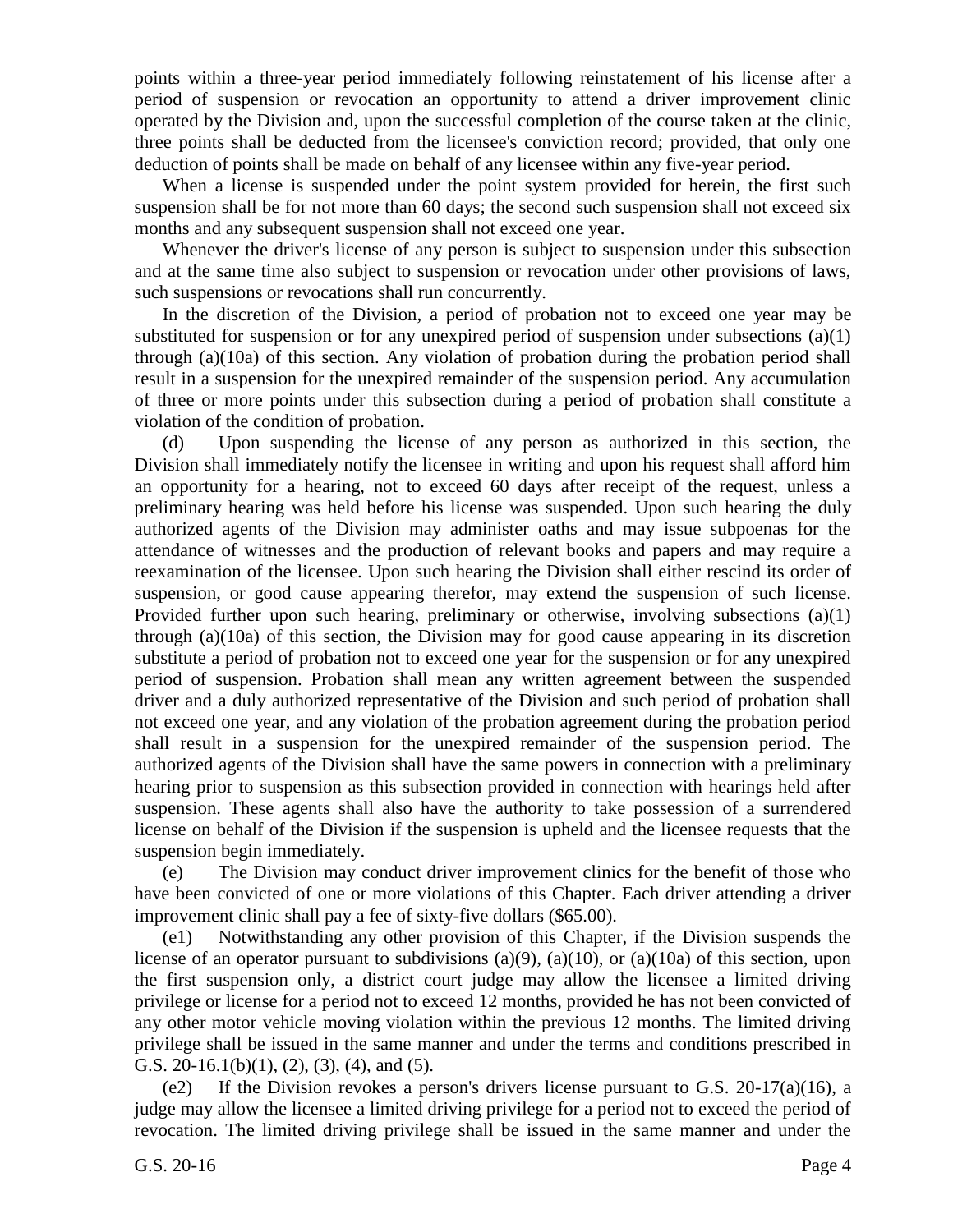points within a three-year period immediately following reinstatement of his license after a period of suspension or revocation an opportunity to attend a driver improvement clinic operated by the Division and, upon the successful completion of the course taken at the clinic, three points shall be deducted from the licensee's conviction record; provided, that only one deduction of points shall be made on behalf of any licensee within any five-year period.

When a license is suspended under the point system provided for herein, the first such suspension shall be for not more than 60 days; the second such suspension shall not exceed six months and any subsequent suspension shall not exceed one year.

Whenever the driver's license of any person is subject to suspension under this subsection and at the same time also subject to suspension or revocation under other provisions of laws, such suspensions or revocations shall run concurrently.

In the discretion of the Division, a period of probation not to exceed one year may be substituted for suspension or for any unexpired period of suspension under subsections (a)(1) through (a)(10a) of this section. Any violation of probation during the probation period shall result in a suspension for the unexpired remainder of the suspension period. Any accumulation of three or more points under this subsection during a period of probation shall constitute a violation of the condition of probation.

(d) Upon suspending the license of any person as authorized in this section, the Division shall immediately notify the licensee in writing and upon his request shall afford him an opportunity for a hearing, not to exceed 60 days after receipt of the request, unless a preliminary hearing was held before his license was suspended. Upon such hearing the duly authorized agents of the Division may administer oaths and may issue subpoenas for the attendance of witnesses and the production of relevant books and papers and may require a reexamination of the licensee. Upon such hearing the Division shall either rescind its order of suspension, or good cause appearing therefor, may extend the suspension of such license. Provided further upon such hearing, preliminary or otherwise, involving subsections (a)(1) through (a)(10a) of this section, the Division may for good cause appearing in its discretion substitute a period of probation not to exceed one year for the suspension or for any unexpired period of suspension. Probation shall mean any written agreement between the suspended driver and a duly authorized representative of the Division and such period of probation shall not exceed one year, and any violation of the probation agreement during the probation period shall result in a suspension for the unexpired remainder of the suspension period. The authorized agents of the Division shall have the same powers in connection with a preliminary hearing prior to suspension as this subsection provided in connection with hearings held after suspension. These agents shall also have the authority to take possession of a surrendered license on behalf of the Division if the suspension is upheld and the licensee requests that the suspension begin immediately.

(e) The Division may conduct driver improvement clinics for the benefit of those who have been convicted of one or more violations of this Chapter. Each driver attending a driver improvement clinic shall pay a fee of sixty-five dollars ($65.00).

(e1) Notwithstanding any other provision of this Chapter, if the Division suspends the license of an operator pursuant to subdivisions (a)(9), (a)(10), or (a)(10a) of this section, upon the first suspension only, a district court judge may allow the licensee a limited driving privilege or license for a period not to exceed 12 months, provided he has not been convicted of any other motor vehicle moving violation within the previous 12 months. The limited driving privilege shall be issued in the same manner and under the terms and conditions prescribed in G.S. 20-16.1(b)(1), (2), (3), (4), and (5).

(e2) If the Division revokes a person's drivers license pursuant to G.S. 20-17(a)(16), a judge may allow the licensee a limited driving privilege for a period not to exceed the period of revocation. The limited driving privilege shall be issued in the same manner and under the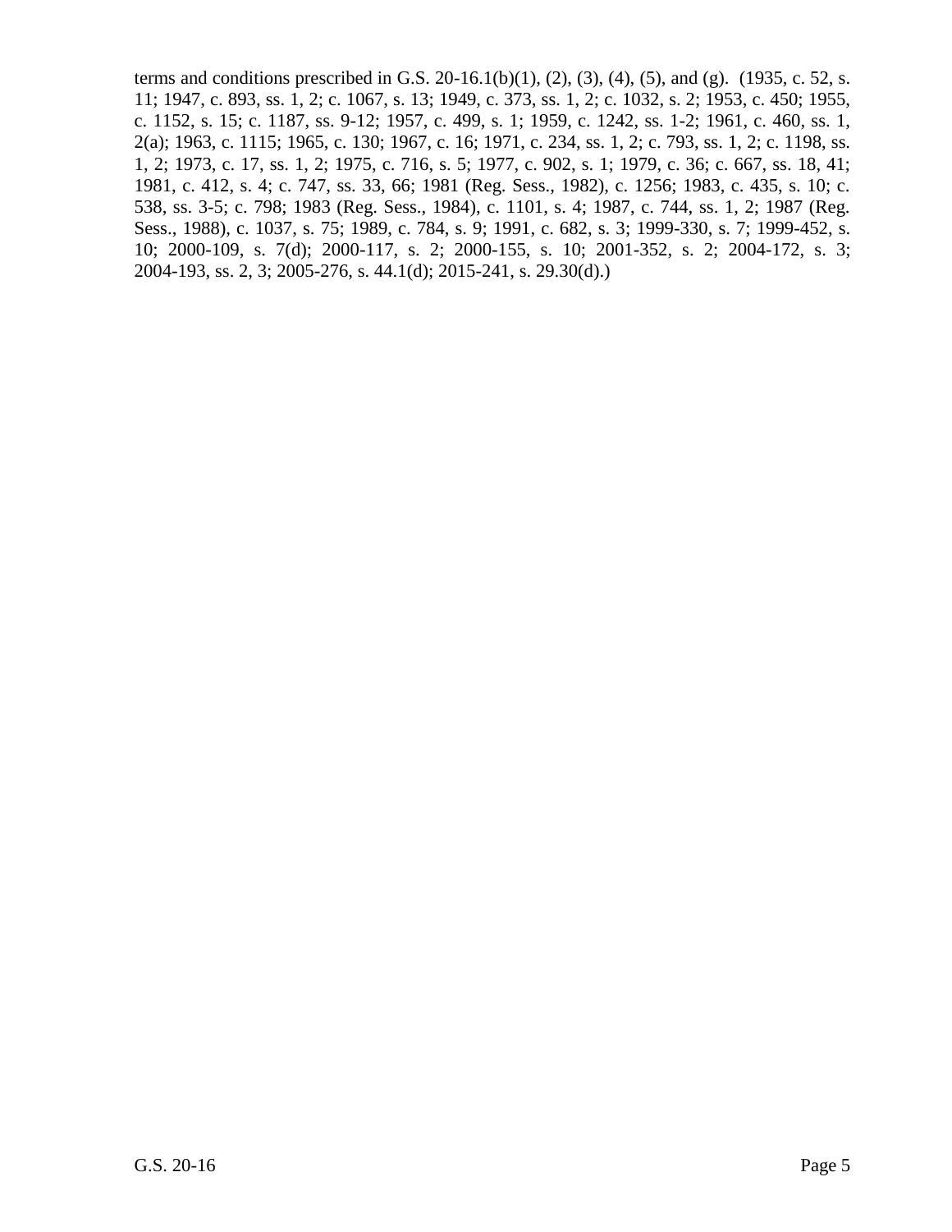terms and conditions prescribed in G.S. 20-16.1(b)(1), (2), (3), (4), (5), and (g). (1935, c. 52, s. 11; 1947, c. 893, ss. 1, 2; c. 1067, s. 13; 1949, c. 373, ss. 1, 2; c. 1032, s. 2; 1953, c. 450; 1955, c. 1152, s. 15; c. 1187, ss. 9-12; 1957, c. 499, s. 1; 1959, c. 1242, ss. 1-2; 1961, c. 460, ss. 1, 2(a); 1963, c. 1115; 1965, c. 130; 1967, c. 16; 1971, c. 234, ss. 1, 2; c. 793, ss. 1, 2; c. 1198, ss. 1, 2; 1973, c. 17, ss. 1, 2; 1975, c. 716, s. 5; 1977, c. 902, s. 1; 1979, c. 36; c. 667, ss. 18, 41; 1981, c. 412, s. 4; c. 747, ss. 33, 66; 1981 (Reg. Sess., 1982), c. 1256; 1983, c. 435, s. 10; c. 538, ss. 3-5; c. 798; 1983 (Reg. Sess., 1984), c. 1101, s. 4; 1987, c. 744, ss. 1, 2; 1987 (Reg. Sess., 1988), c. 1037, s. 75; 1989, c. 784, s. 9; 1991, c. 682, s. 3; 1999-330, s. 7; 1999-452, s. 10; 2000-109, s. 7(d); 2000-117, s. 2; 2000-155, s. 10; 2001-352, s. 2; 2004-172, s. 3; 2004-193, ss. 2, 3; 2005-276, s. 44.1(d); 2015-241, s. 29.30(d).)